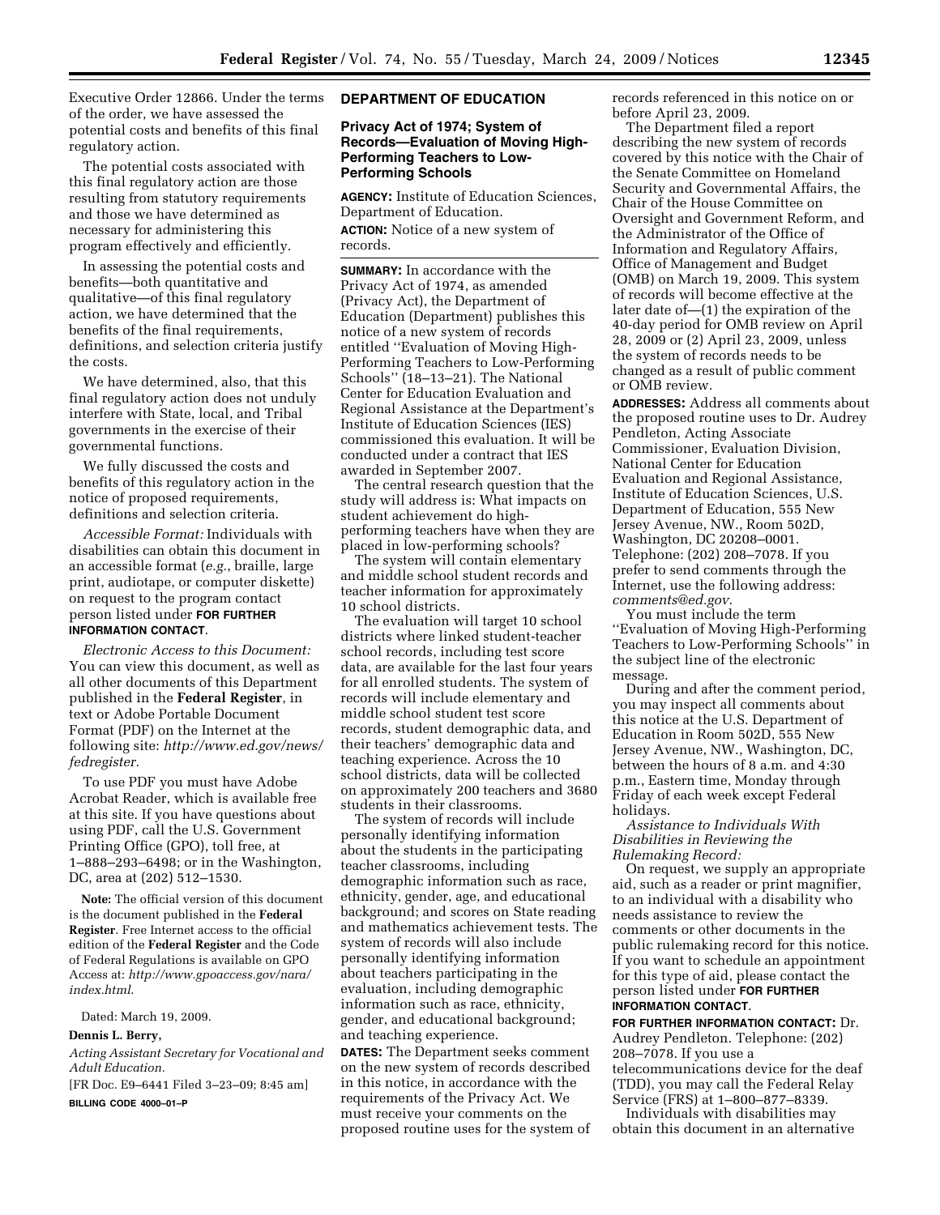Executive Order 12866. Under the terms of the order, we have assessed the potential costs and benefits of this final regulatory action.

The potential costs associated with this final regulatory action are those resulting from statutory requirements and those we have determined as necessary for administering this program effectively and efficiently.

In assessing the potential costs and benefits—both quantitative and qualitative—of this final regulatory action, we have determined that the benefits of the final requirements, definitions, and selection criteria justify the costs.

We have determined, also, that this final regulatory action does not unduly interfere with State, local, and Tribal governments in the exercise of their governmental functions.

We fully discussed the costs and benefits of this regulatory action in the notice of proposed requirements, definitions and selection criteria.

*Accessible Format:* Individuals with disabilities can obtain this document in an accessible format (*e.g.*, braille, large print, audiotape, or computer diskette) on request to the program contact person listed under **FOR FURTHER INFORMATION CONTACT**.

*Electronic Access to this Document:* You can view this document, as well as all other documents of this Department published in the **Federal Register**, in text or Adobe Portable Document Format (PDF) on the Internet at the following site: *http://www.ed.gov/news/fedregister.*

To use PDF you must have Adobe Acrobat Reader, which is available free at this site. If you have questions about using PDF, call the U.S. Government Printing Office (GPO), toll free, at 1–888–293–6498; or in the Washington, DC, area at (202) 512–1530.

**Note:** The official version of this document is the document published in the **Federal Register**. Free Internet access to the official edition of the **Federal Register** and the Code of Federal Regulations is available on GPO Access at: *http://www.gpoaccess.gov/nara/index.html.*

Dated: March 19, 2009.

**Dennis L. Berry,**

*Acting Assistant Secretary for Vocational and Adult Education.*

[FR Doc. E9–6441 Filed 3–23–09; 8:45 am]

**BILLING CODE 4000–01–P**

## DEPARTMENT OF EDUCATION

### Privacy Act of 1974; System of Records—Evaluation of Moving High-Performing Teachers to Low-Performing Schools

**AGENCY:** Institute of Education Sciences, Department of Education.

**ACTION:** Notice of a new system of records.

**SUMMARY:** In accordance with the Privacy Act of 1974, as amended (Privacy Act), the Department of Education (Department) publishes this notice of a new system of records entitled ''Evaluation of Moving High-Performing Teachers to Low-Performing Schools'' (18–13–21). The National Center for Education Evaluation and Regional Assistance at the Department's Institute of Education Sciences (IES) commissioned this evaluation. It will be conducted under a contract that IES awarded in September 2007.

The central research question that the study will address is: What impacts on student achievement do high-performing teachers have when they are placed in low-performing schools?

The system will contain elementary and middle school student records and teacher information for approximately 10 school districts.

The evaluation will target 10 school districts where linked student-teacher school records, including test score data, are available for the last four years for all enrolled students. The system of records will include elementary and middle school student test score records, student demographic data, and their teachers' demographic data and teaching experience. Across the 10 school districts, data will be collected on approximately 200 teachers and 3680 students in their classrooms.

The system of records will include personally identifying information about the students in the participating teacher classrooms, including demographic information such as race, ethnicity, gender, age, and educational background; and scores on State reading and mathematics achievement tests. The system of records will also include personally identifying information about teachers participating in the evaluation, including demographic information such as race, ethnicity, gender, and educational background; and teaching experience.

**DATES:** The Department seeks comment on the new system of records described in this notice, in accordance with the requirements of the Privacy Act. We must receive your comments on the proposed routine uses for the system of records referenced in this notice on or before April 23, 2009.

The Department filed a report describing the new system of records covered by this notice with the Chair of the Senate Committee on Homeland Security and Governmental Affairs, the Chair of the House Committee on Oversight and Government Reform, and the Administrator of the Office of Information and Regulatory Affairs, Office of Management and Budget (OMB) on March 19, 2009. This system of records will become effective at the later date of—(1) the expiration of the 40-day period for OMB review on April 28, 2009 or (2) April 23, 2009, unless the system of records needs to be changed as a result of public comment or OMB review.

**ADDRESSES:** Address all comments about the proposed routine uses to Dr. Audrey Pendleton, Acting Associate Commissioner, Evaluation Division, National Center for Education Evaluation and Regional Assistance, Institute of Education Sciences, U.S. Department of Education, 555 New Jersey Avenue, NW., Room 502D, Washington, DC 20208–0001. Telephone: (202) 208–7078. If you prefer to send comments through the Internet, use the following address: *comments@ed.gov.*

You must include the term ''Evaluation of Moving High-Performing Teachers to Low-Performing Schools'' in the subject line of the electronic message.

During and after the comment period, you may inspect all comments about this notice at the U.S. Department of Education in Room 502D, 555 New Jersey Avenue, NW., Washington, DC, between the hours of 8 a.m. and 4:30 p.m., Eastern time, Monday through Friday of each week except Federal holidays.

*Assistance to Individuals With Disabilities in Reviewing the Rulemaking Record:*

On request, we supply an appropriate aid, such as a reader or print magnifier, to an individual with a disability who needs assistance to review the comments or other documents in the public rulemaking record for this notice. If you want to schedule an appointment for this type of aid, please contact the person listed under **FOR FURTHER INFORMATION CONTACT**.

**FOR FURTHER INFORMATION CONTACT:** Dr. Audrey Pendleton. Telephone: (202) 208–7078. If you use a telecommunications device for the deaf (TDD), you may call the Federal Relay Service (FRS) at 1–800–877–8339.

Individuals with disabilities may obtain this document in an alternative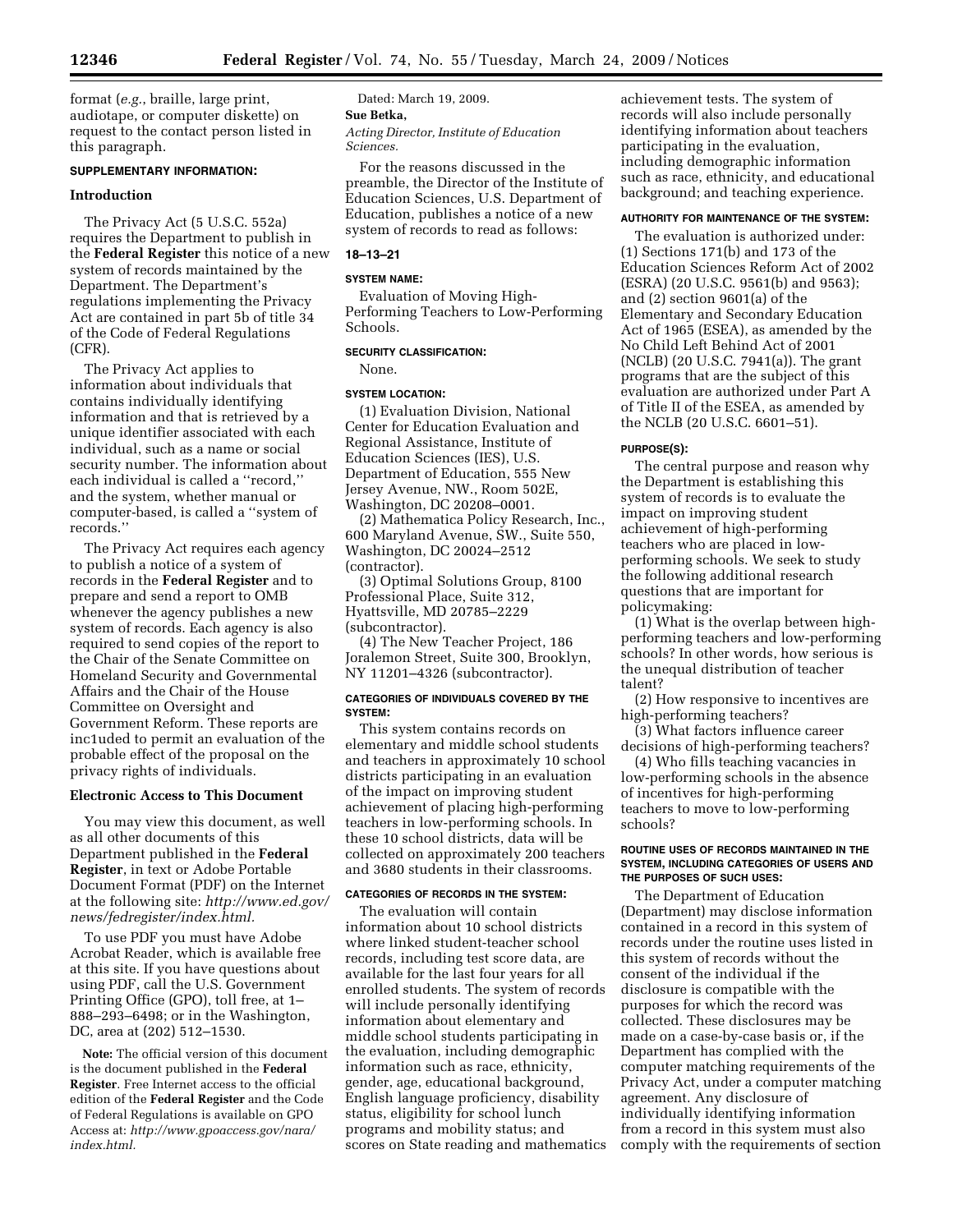format (*e.g.*, braille, large print, audiotape, or computer diskette) on request to the contact person listed in this paragraph.

**SUPPLEMENTARY INFORMATION:**

**Introduction**

The Privacy Act (5 U.S.C. 552a) requires the Department to publish in the **Federal Register** this notice of a new system of records maintained by the Department. The Department's regulations implementing the Privacy Act are contained in part 5b of title 34 of the Code of Federal Regulations (CFR).

The Privacy Act applies to information about individuals that contains individually identifying information and that is retrieved by a unique identifier associated with each individual, such as a name or social security number. The information about each individual is called a ''record,'' and the system, whether manual or computer-based, is called a ''system of records.''

The Privacy Act requires each agency to publish a notice of a system of records in the **Federal Register** and to prepare and send a report to OMB whenever the agency publishes a new system of records. Each agency is also required to send copies of the report to the Chair of the Senate Committee on Homeland Security and Governmental Affairs and the Chair of the House Committee on Oversight and Government Reform. These reports are inc1uded to permit an evaluation of the probable effect of the proposal on the privacy rights of individuals.

**Electronic Access to This Document**

You may view this document, as well as all other documents of this Department published in the **Federal Register**, in text or Adobe Portable Document Format (PDF) on the Internet at the following site: *http://www.ed.gov/news/fedregister/index.html.*

To use PDF you must have Adobe Acrobat Reader, which is available free at this site. If you have questions about using PDF, call the U.S. Government Printing Office (GPO), toll free, at 1–888–293–6498; or in the Washington, DC, area at (202) 512–1530.

**Note:** The official version of this document is the document published in the **Federal Register**. Free Internet access to the official edition of the **Federal Register** and the Code of Federal Regulations is available on GPO Access at: *http://www.gpoaccess.gov/nara/index.html.*

Dated: March 19, 2009.

**Sue Betka,**

*Acting Director, Institute of Education Sciences.*

For the reasons discussed in the preamble, the Director of the Institute of Education Sciences, U.S. Department of Education, publishes a notice of a new system of records to read as follows:

**18–13–21**

**SYSTEM NAME:**

Evaluation of Moving High-Performing Teachers to Low-Performing Schools.

**SECURITY CLASSIFICATION:**

None.

**SYSTEM LOCATION:**

(1) Evaluation Division, National Center for Education Evaluation and Regional Assistance, Institute of Education Sciences (IES), U.S. Department of Education, 555 New Jersey Avenue, NW., Room 502E, Washington, DC 20208–0001.

(2) Mathematica Policy Research, Inc., 600 Maryland Avenue, SW., Suite 550, Washington, DC 20024–2512 (contractor).

(3) Optimal Solutions Group, 8100 Professional Place, Suite 312, Hyattsville, MD 20785–2229 (subcontractor).

(4) The New Teacher Project, 186 Joralemon Street, Suite 300, Brooklyn, NY 11201–4326 (subcontractor).

**CATEGORIES OF INDIVIDUALS COVERED BY THE SYSTEM:**

This system contains records on elementary and middle school students and teachers in approximately 10 school districts participating in an evaluation of the impact on improving student achievement of placing high-performing teachers in low-performing schools. In these 10 school districts, data will be collected on approximately 200 teachers and 3680 students in their classrooms.

**CATEGORIES OF RECORDS IN THE SYSTEM:**

The evaluation will contain information about 10 school districts where linked student-teacher school records, including test score data, are available for the last four years for all enrolled students. The system of records will include personally identifying information about elementary and middle school students participating in the evaluation, including demographic information such as race, ethnicity, gender, age, educational background, English language proficiency, disability status, eligibility for school lunch programs and mobility status; and scores on State reading and mathematics achievement tests. The system of records will also include personally identifying information about teachers participating in the evaluation, including demographic information such as race, ethnicity, and educational background; and teaching experience.

**AUTHORITY FOR MAINTENANCE OF THE SYSTEM:**

The evaluation is authorized under: (1) Sections 171(b) and 173 of the Education Sciences Reform Act of 2002 (ESRA) (20 U.S.C. 9561(b) and 9563); and (2) section 9601(a) of the Elementary and Secondary Education Act of 1965 (ESEA), as amended by the No Child Left Behind Act of 2001 (NCLB) (20 U.S.C. 7941(a)). The grant programs that are the subject of this evaluation are authorized under Part A of Title II of the ESEA, as amended by the NCLB (20 U.S.C. 6601–51).

**PURPOSE(S):**

The central purpose and reason why the Department is establishing this system of records is to evaluate the impact on improving student achievement of high-performing teachers who are placed in low-performing schools. We seek to study the following additional research questions that are important for policymaking:

(1) What is the overlap between high-performing teachers and low-performing schools? In other words, how serious is the unequal distribution of teacher talent?

(2) How responsive to incentives are high-performing teachers?

(3) What factors influence career decisions of high-performing teachers?

(4) Who fills teaching vacancies in low-performing schools in the absence of incentives for high-performing teachers to move to low-performing schools?

**ROUTINE USES OF RECORDS MAINTAINED IN THE SYSTEM, INCLUDING CATEGORIES OF USERS AND THE PURPOSES OF SUCH USES:**

The Department of Education (Department) may disclose information contained in a record in this system of records under the routine uses listed in this system of records without the consent of the individual if the disclosure is compatible with the purposes for which the record was collected. These disclosures may be made on a case-by-case basis or, if the Department has complied with the computer matching requirements of the Privacy Act, under a computer matching agreement. Any disclosure of individually identifying information from a record in this system must also comply with the requirements of section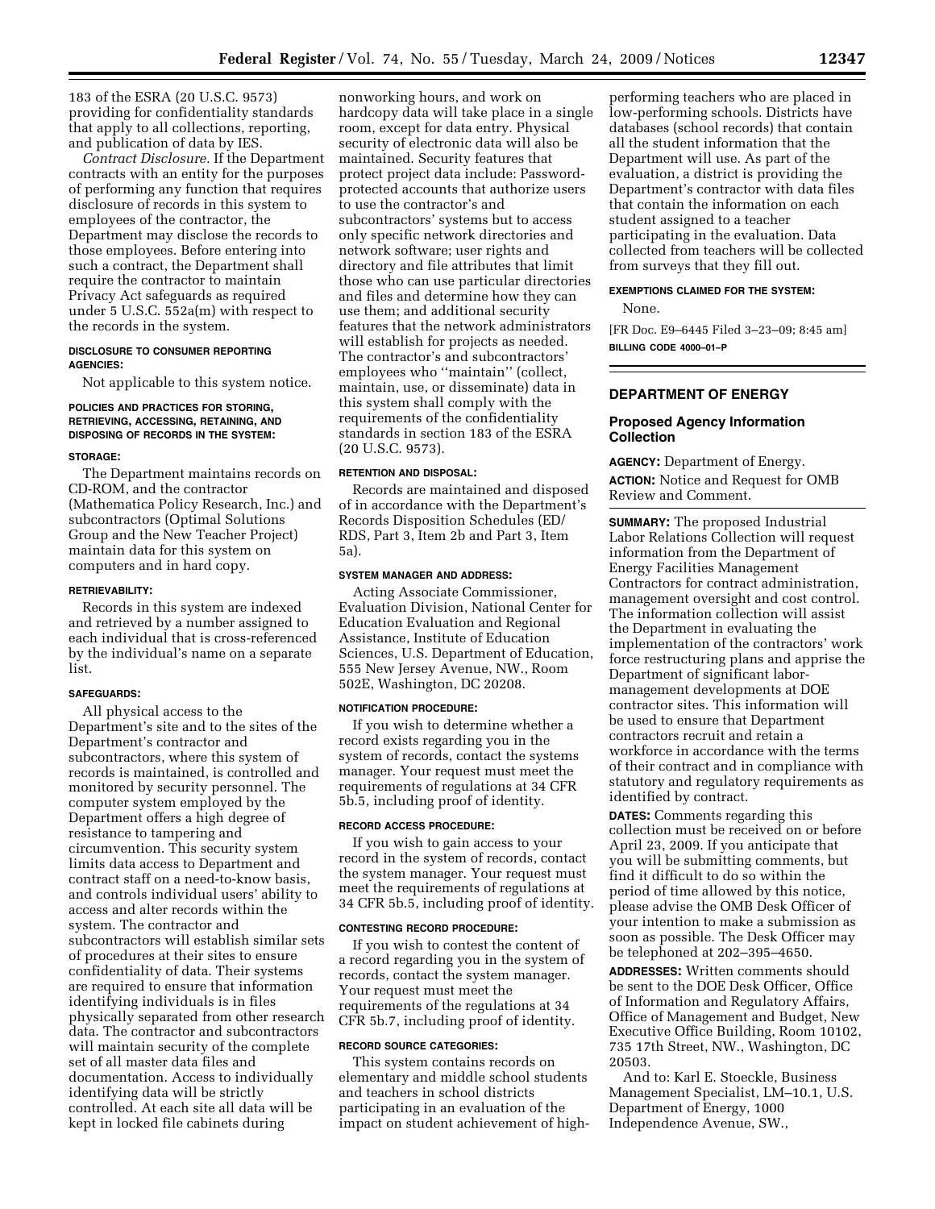183 of the ESRA (20 U.S.C. 9573) providing for confidentiality standards that apply to all collections, reporting, and publication of data by IES.

*Contract Disclosure.* If the Department contracts with an entity for the purposes of performing any function that requires disclosure of records in this system to employees of the contractor, the Department may disclose the records to those employees. Before entering into such a contract, the Department shall require the contractor to maintain Privacy Act safeguards as required under 5 U.S.C. 552a(m) with respect to the records in the system.

#### DISCLOSURE TO CONSUMER REPORTING AGENCIES:

Not applicable to this system notice.

#### POLICIES AND PRACTICES FOR STORING, RETRIEVING, ACCESSING, RETAINING, AND DISPOSING OF RECORDS IN THE SYSTEM:

#### STORAGE:

The Department maintains records on CD-ROM, and the contractor (Mathematica Policy Research, Inc.) and subcontractors (Optimal Solutions Group and the New Teacher Project) maintain data for this system on computers and in hard copy.

#### RETRIEVABILITY:

Records in this system are indexed and retrieved by a number assigned to each individual that is cross-referenced by the individual's name on a separate list.

#### SAFEGUARDS:

All physical access to the Department's site and to the sites of the Department's contractor and subcontractors, where this system of records is maintained, is controlled and monitored by security personnel. The computer system employed by the Department offers a high degree of resistance to tampering and circumvention. This security system limits data access to Department and contract staff on a need-to-know basis, and controls individual users' ability to access and alter records within the system. The contractor and subcontractors will establish similar sets of procedures at their sites to ensure confidentiality of data. Their systems are required to ensure that information identifying individuals is in files physically separated from other research data. The contractor and subcontractors will maintain security of the complete set of all master data files and documentation. Access to individually identifying data will be strictly controlled. At each site all data will be kept in locked file cabinets during nonworking hours, and work on hardcopy data will take place in a single room, except for data entry. Physical security of electronic data will also be maintained. Security features that protect project data include: Password-protected accounts that authorize users to use the contractor's and subcontractors' systems but to access only specific network directories and network software; user rights and directory and file attributes that limit those who can use particular directories and files and determine how they can use them; and additional security features that the network administrators will establish for projects as needed. The contractor's and subcontractors' employees who ''maintain'' (collect, maintain, use, or disseminate) data in this system shall comply with the requirements of the confidentiality standards in section 183 of the ESRA (20 U.S.C. 9573).

#### RETENTION AND DISPOSAL:

Records are maintained and disposed of in accordance with the Department's Records Disposition Schedules (ED/RDS, Part 3, Item 2b and Part 3, Item 5a).

#### SYSTEM MANAGER AND ADDRESS:

Acting Associate Commissioner, Evaluation Division, National Center for Education Evaluation and Regional Assistance, Institute of Education Sciences, U.S. Department of Education, 555 New Jersey Avenue, NW., Room 502E, Washington, DC 20208.

#### NOTIFICATION PROCEDURE:

If you wish to determine whether a record exists regarding you in the system of records, contact the systems manager. Your request must meet the requirements of regulations at 34 CFR 5b.5, including proof of identity.

#### RECORD ACCESS PROCEDURE:

If you wish to gain access to your record in the system of records, contact the system manager. Your request must meet the requirements of regulations at 34 CFR 5b.5, including proof of identity.

#### CONTESTING RECORD PROCEDURE:

If you wish to contest the content of a record regarding you in the system of records, contact the system manager. Your request must meet the requirements of the regulations at 34 CFR 5b.7, including proof of identity.

#### RECORD SOURCE CATEGORIES:

This system contains records on elementary and middle school students and teachers in school districts participating in an evaluation of the impact on student achievement of high-performing teachers who are placed in low-performing schools. Districts have databases (school records) that contain all the student information that the Department will use. As part of the evaluation, a district is providing the Department's contractor with data files that contain the information on each student assigned to a teacher participating in the evaluation. Data collected from teachers will be collected from surveys that they fill out.

#### EXEMPTIONS CLAIMED FOR THE SYSTEM:

None.

[FR Doc. E9–6445 Filed 3–23–09; 8:45 am]

**BILLING CODE 4000–01–P**

## DEPARTMENT OF ENERGY

### Proposed Agency Information Collection

**AGENCY:** Department of Energy.

**ACTION:** Notice and Request for OMB Review and Comment.

**SUMMARY:** The proposed Industrial Labor Relations Collection will request information from the Department of Energy Facilities Management Contractors for contract administration, management oversight and cost control. The information collection will assist the Department in evaluating the implementation of the contractors' work force restructuring plans and apprise the Department of significant labor-management developments at DOE contractor sites. This information will be used to ensure that Department contractors recruit and retain a workforce in accordance with the terms of their contract and in compliance with statutory and regulatory requirements as identified by contract.

**DATES:** Comments regarding this collection must be received on or before April 23, 2009. If you anticipate that you will be submitting comments, but find it difficult to do so within the period of time allowed by this notice, please advise the OMB Desk Officer of your intention to make a submission as soon as possible. The Desk Officer may be telephoned at 202–395–4650.

**ADDRESSES:** Written comments should be sent to the DOE Desk Officer, Office of Information and Regulatory Affairs, Office of Management and Budget, New Executive Office Building, Room 10102, 735 17th Street, NW., Washington, DC 20503.

And to: Karl E. Stoeckle, Business Management Specialist, LM–10.1, U.S. Department of Energy, 1000 Independence Avenue, SW.,